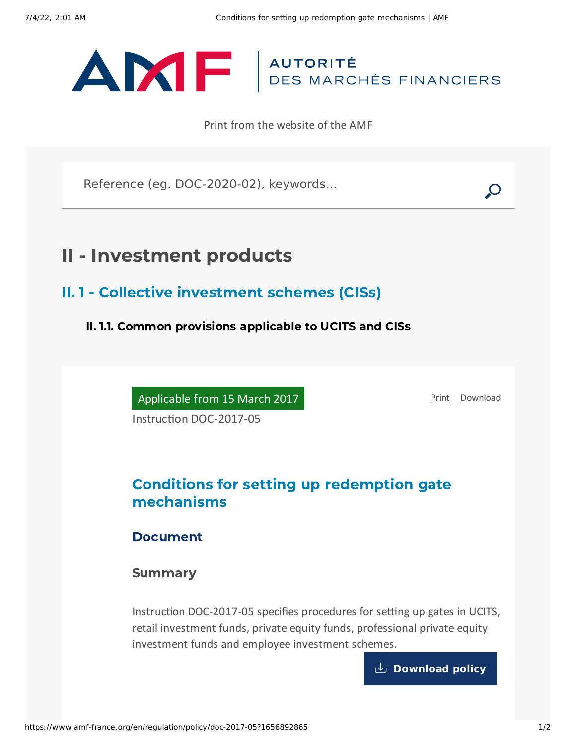AUTORITÉ DES MARCHÉS FINANCIERS

Print from the website of the AMF

Reference (eg. DOC-2020-02), keywords...

# II - Investment products

## II. 1 - Collective investment schemes (CISs)

### II. 1.1. Common provisions applicable to UCITS and CISs

Applicable from 15 March 2017

Print Download

Instruction DOC-2017-05

## Conditions for setting up redemption gate mechanisms

### Document

### Summary

Instruction DOC-2017-05 specifies procedures for setting up gates in UCITS, retail investment funds, private equity funds, professional private equity investment funds and employee investment schemes.

Download policy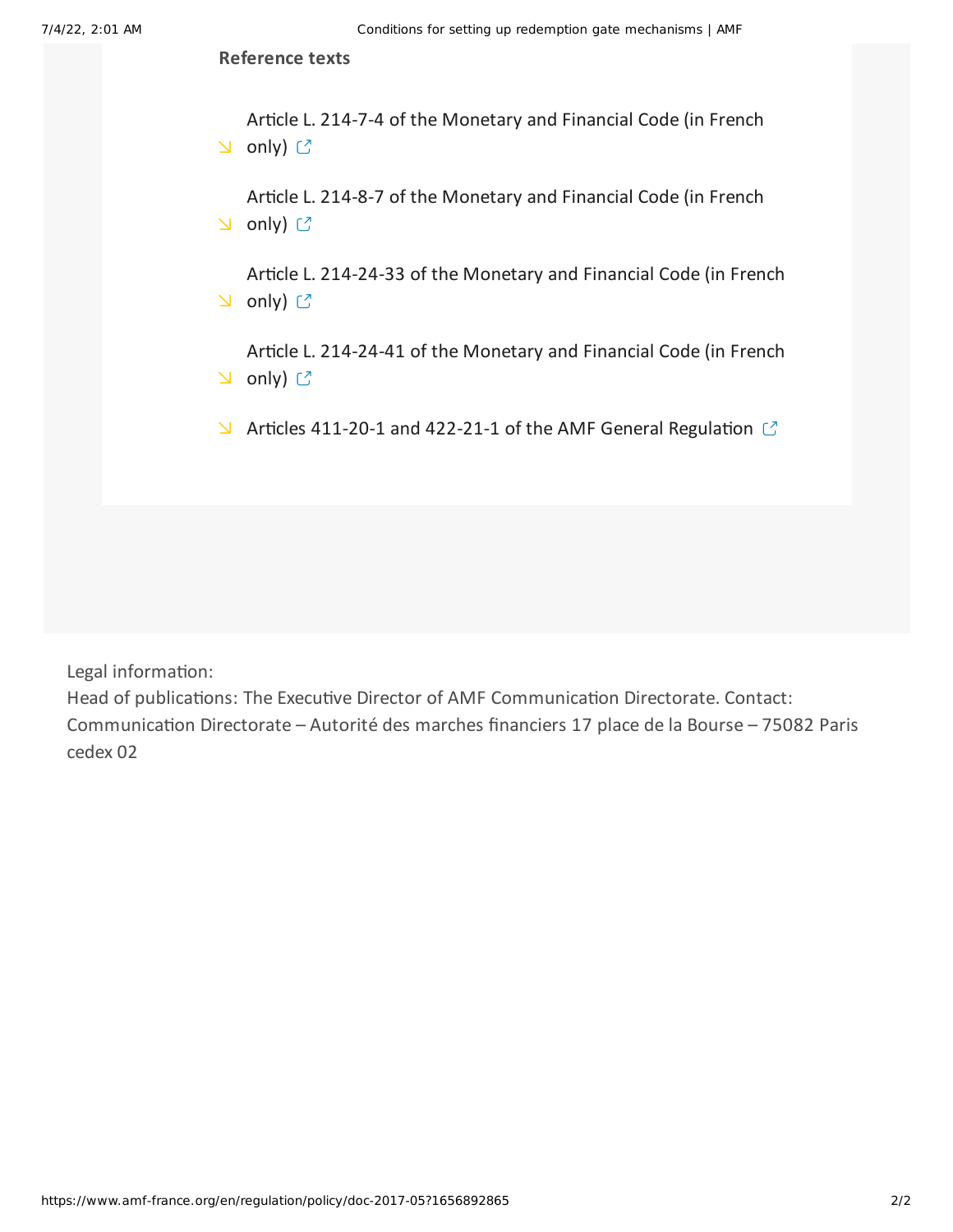### Reference texts

- Article L. 214-7-4 of the Monetary and Financial Code (in French only)
- Article L. 214-8-7 of the Monetary and Financial Code (in French only)
- Article L. 214-24-33 of the Monetary and Financial Code (in French only)
- Article L. 214-24-41 of the Monetary and Financial Code (in French only)
- Articles 411-20-1 and 422-21-1 of the AMF General Regulation

Legal information:
Head of publications: The Executive Director of AMF Communication Directorate. Contact: Communication Directorate – Autorité des marches financiers 17 place de la Bourse – 75082 Paris cedex 02